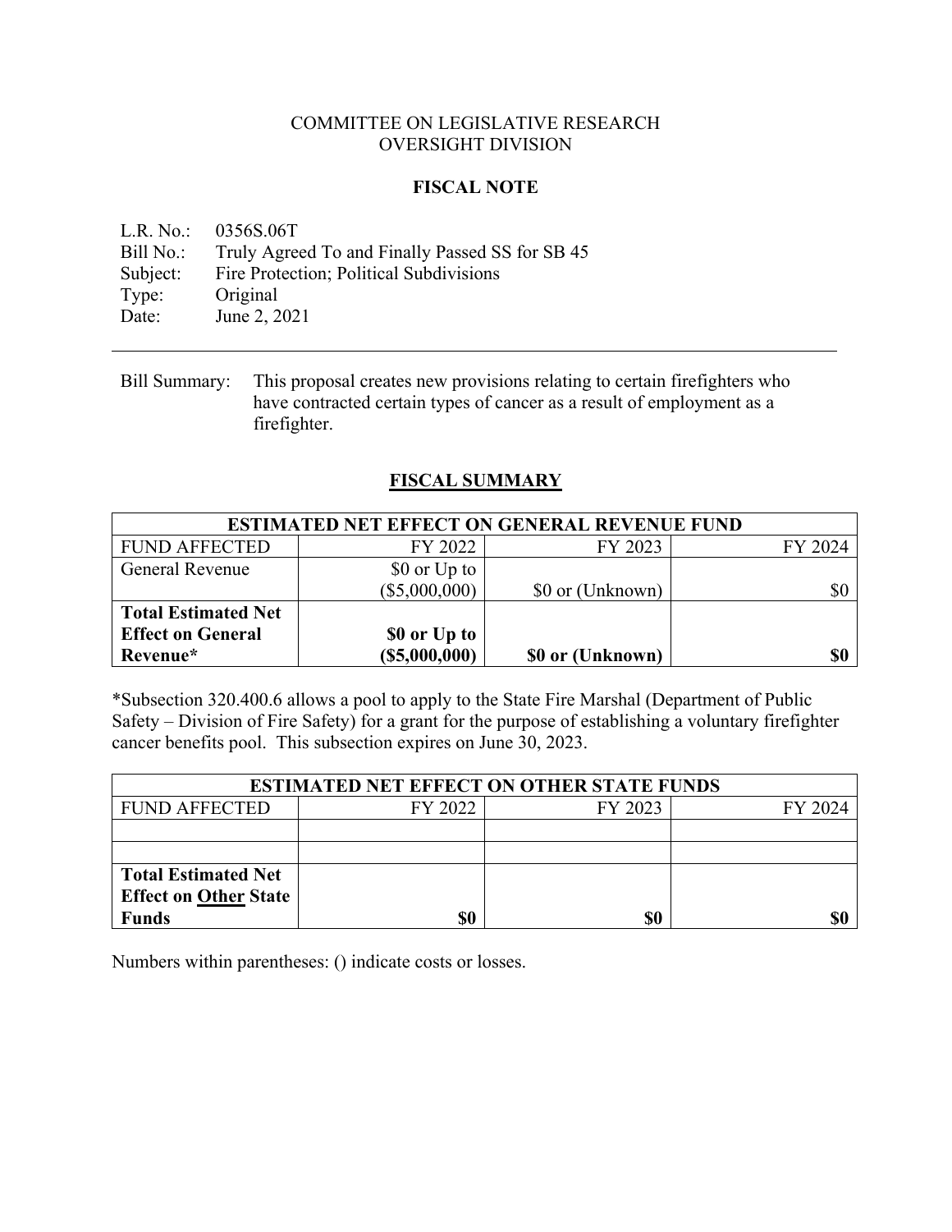COMMITTEE ON LEGISLATIVE RESEARCH
OVERSIGHT DIVISION

**FISCAL NOTE**

L.R. No.: 0356S.06T
Bill No.: Truly Agreed To and Finally Passed SS for SB 45
Subject: Fire Protection; Political Subdivisions
Type: Original
Date: June 2, 2021

---

Bill Summary: This proposal creates new provisions relating to certain firefighters who have contracted certain types of cancer as a result of employment as a firefighter.

## FISCAL SUMMARY

| ESTIMATED NET EFFECT ON GENERAL REVENUE FUND | | | |
|---|---|---|---|
| FUND AFFECTED | FY 2022 | FY 2023 | FY 2024 |
| General Revenue | $0 or Up to ($5,000,000) | $0 or (Unknown) | $0 |
| **Total Estimated Net Effect on General Revenue*** | **$0 or Up to ($5,000,000)** | **$0 or (Unknown)** | **$0** |

*Subsection 320.400.6 allows a pool to apply to the State Fire Marshal (Department of Public Safety – Division of Fire Safety) for a grant for the purpose of establishing a voluntary firefighter cancer benefits pool. This subsection expires on June 30, 2023.

| ESTIMATED NET EFFECT ON OTHER STATE FUNDS | | | |
|---|---|---|---|
| FUND AFFECTED | FY 2022 | FY 2023 | FY 2024 |
| | | | |
| | | | |
| **Total Estimated Net Effect on Other State Funds** | **$0** | **$0** | **$0** |

Numbers within parentheses: () indicate costs or losses.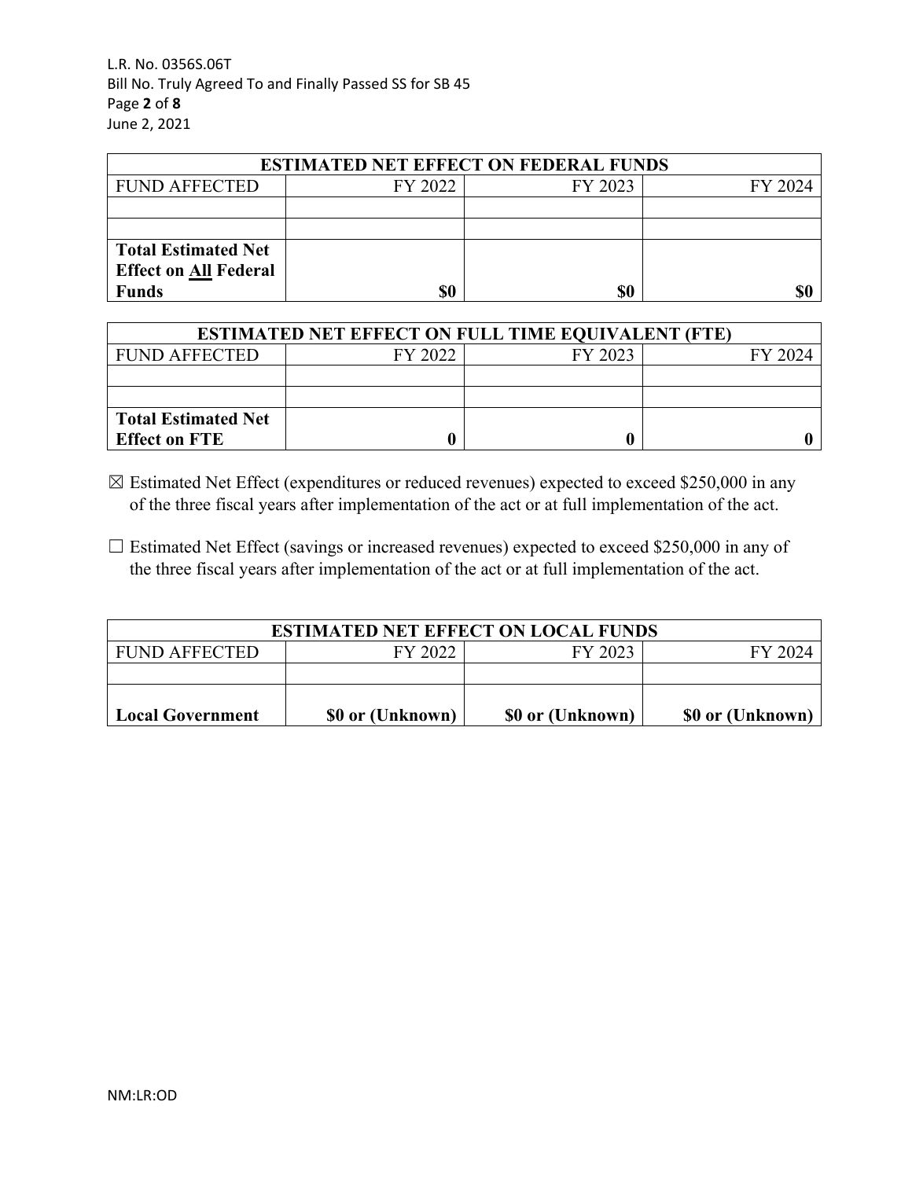| ESTIMATED NET EFFECT ON FEDERAL FUNDS | | | |
|---|---|---|---|
| FUND AFFECTED | FY 2022 | FY 2023 | FY 2024 |
| | | | |
| | | | |
| **Total Estimated Net Effect on All Federal Funds** | **$0** | **$0** | **$0** |

| ESTIMATED NET EFFECT ON FULL TIME EQUIVALENT (FTE) | | | |
|---|---|---|---|
| FUND AFFECTED | FY 2022 | FY 2023 | FY 2024 |
| | | | |
| | | | |
| **Total Estimated Net Effect on FTE** | **0** | **0** | **0** |

☒ Estimated Net Effect (expenditures or reduced revenues) expected to exceed $250,000 in any of the three fiscal years after implementation of the act or at full implementation of the act.

☐ Estimated Net Effect (savings or increased revenues) expected to exceed $250,000 in any of the three fiscal years after implementation of the act or at full implementation of the act.

| ESTIMATED NET EFFECT ON LOCAL FUNDS | | | |
|---|---|---|---|
| FUND AFFECTED | FY 2022 | FY 2023 | FY 2024 |
| | | | |
| **Local Government** | **$0 or (Unknown)** | **$0 or (Unknown)** | **$0 or (Unknown)** |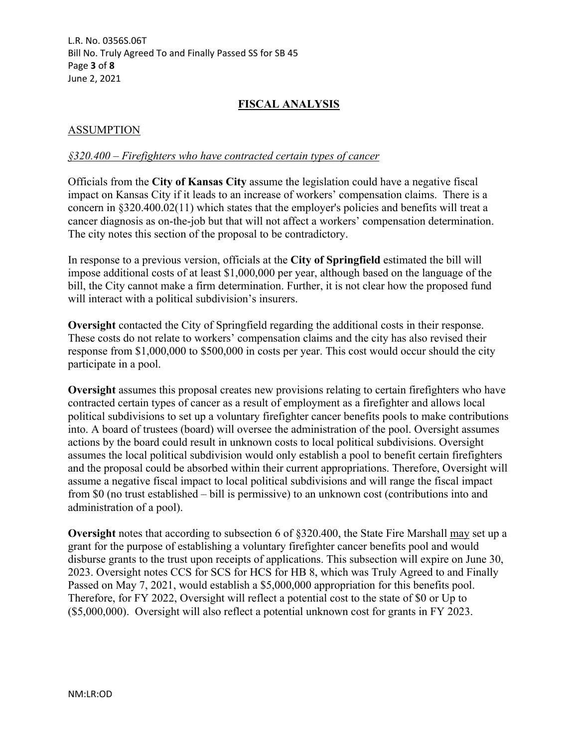## FISCAL ANALYSIS

### ASSUMPTION

*§320.400 – Firefighters who have contracted certain types of cancer*

Officials from the **City of Kansas City** assume the legislation could have a negative fiscal impact on Kansas City if it leads to an increase of workers' compensation claims. There is a concern in §320.400.02(11) which states that the employer's policies and benefits will treat a cancer diagnosis as on-the-job but that will not affect a workers' compensation determination. The city notes this section of the proposal to be contradictory.

In response to a previous version, officials at the **City of Springfield** estimated the bill will impose additional costs of at least $1,000,000 per year, although based on the language of the bill, the City cannot make a firm determination. Further, it is not clear how the proposed fund will interact with a political subdivision's insurers.

**Oversight** contacted the City of Springfield regarding the additional costs in their response. These costs do not relate to workers' compensation claims and the city has also revised their response from $1,000,000 to $500,000 in costs per year. This cost would occur should the city participate in a pool.

**Oversight** assumes this proposal creates new provisions relating to certain firefighters who have contracted certain types of cancer as a result of employment as a firefighter and allows local political subdivisions to set up a voluntary firefighter cancer benefits pools to make contributions into. A board of trustees (board) will oversee the administration of the pool. Oversight assumes actions by the board could result in unknown costs to local political subdivisions. Oversight assumes the local political subdivision would only establish a pool to benefit certain firefighters and the proposal could be absorbed within their current appropriations. Therefore, Oversight will assume a negative fiscal impact to local political subdivisions and will range the fiscal impact from $0 (no trust established – bill is permissive) to an unknown cost (contributions into and administration of a pool).

**Oversight** notes that according to subsection 6 of §320.400, the State Fire Marshall may set up a grant for the purpose of establishing a voluntary firefighter cancer benefits pool and would disburse grants to the trust upon receipts of applications. This subsection will expire on June 30, 2023. Oversight notes CCS for SCS for HCS for HB 8, which was Truly Agreed to and Finally Passed on May 7, 2021, would establish a $5,000,000 appropriation for this benefits pool. Therefore, for FY 2022, Oversight will reflect a potential cost to the state of $0 or Up to ($5,000,000). Oversight will also reflect a potential unknown cost for grants in FY 2023.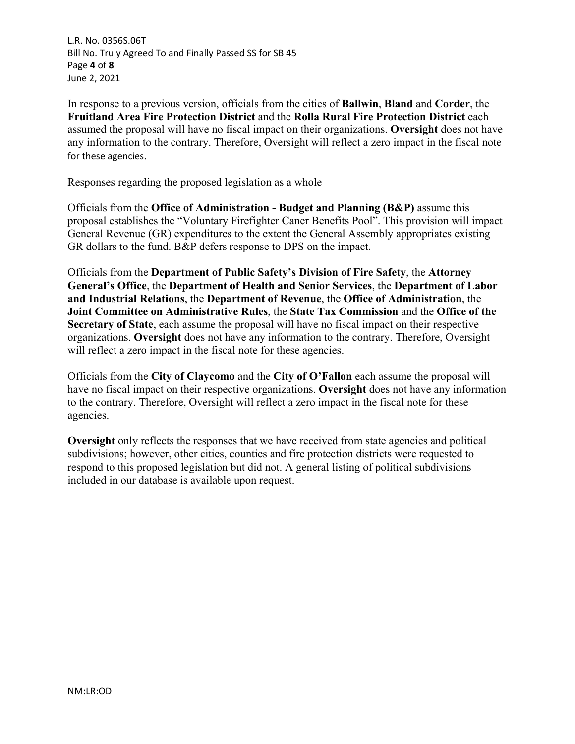In response to a previous version, officials from the cities of **Ballwin**, **Bland** and **Corder**, the **Fruitland Area Fire Protection District** and the **Rolla Rural Fire Protection District** each assumed the proposal will have no fiscal impact on their organizations. **Oversight** does not have any information to the contrary. Therefore, Oversight will reflect a zero impact in the fiscal note for these agencies.

Responses regarding the proposed legislation as a whole

Officials from the **Office of Administration - Budget and Planning (B&P)** assume this proposal establishes the "Voluntary Firefighter Caner Benefits Pool". This provision will impact General Revenue (GR) expenditures to the extent the General Assembly appropriates existing GR dollars to the fund. B&P defers response to DPS on the impact.

Officials from the **Department of Public Safety's Division of Fire Safety**, the **Attorney General's Office**, the **Department of Health and Senior Services**, the **Department of Labor and Industrial Relations**, the **Department of Revenue**, the **Office of Administration**, the **Joint Committee on Administrative Rules**, the **State Tax Commission** and the **Office of the Secretary of State**, each assume the proposal will have no fiscal impact on their respective organizations. **Oversight** does not have any information to the contrary. Therefore, Oversight will reflect a zero impact in the fiscal note for these agencies.

Officials from the **City of Claycomo** and the **City of O'Fallon** each assume the proposal will have no fiscal impact on their respective organizations. **Oversight** does not have any information to the contrary. Therefore, Oversight will reflect a zero impact in the fiscal note for these agencies.

**Oversight** only reflects the responses that we have received from state agencies and political subdivisions; however, other cities, counties and fire protection districts were requested to respond to this proposed legislation but did not. A general listing of political subdivisions included in our database is available upon request.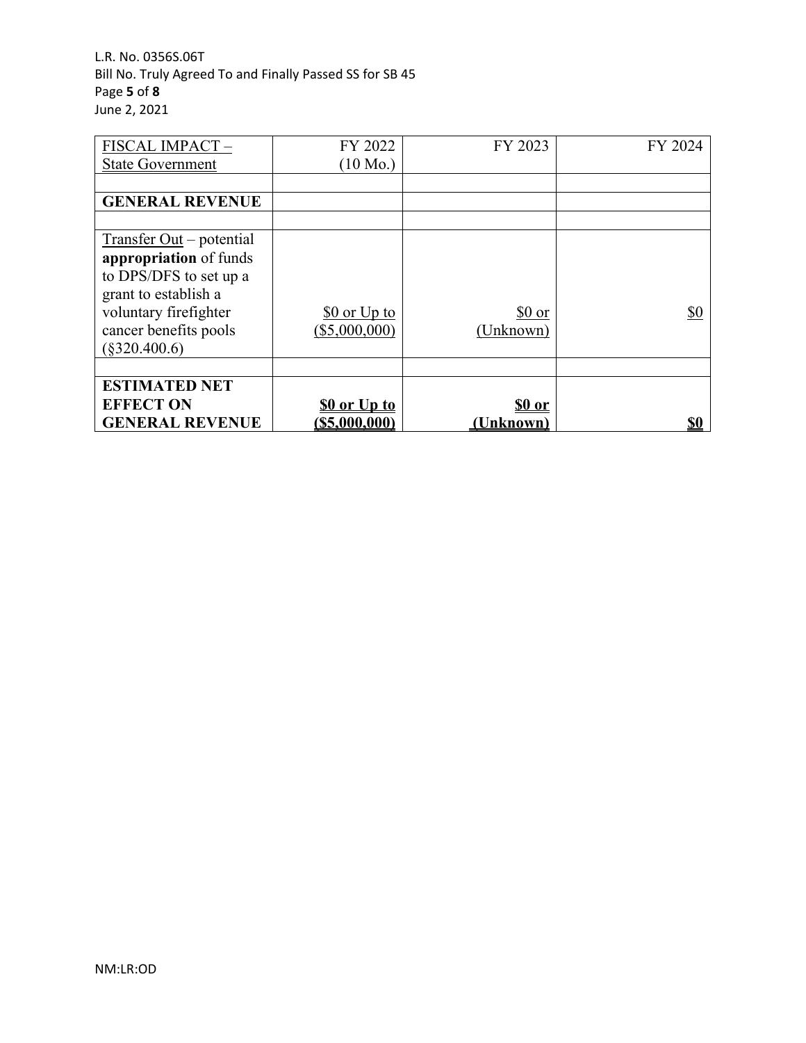| FISCAL IMPACT – State Government | FY 2022 (10 Mo.) | FY 2023 | FY 2024 |
|---|---|---|---|
| | | | |
| **GENERAL REVENUE** | | | |
| | | | |
| Transfer Out – potential **appropriation** of funds to DPS/DFS to set up a grant to establish a voluntary firefighter cancer benefits pools (§320.400.6) | $0 or Up to ($5,000,000) | $0 or (Unknown) | $0 |
| | | | |
| **ESTIMATED NET EFFECT ON GENERAL REVENUE** | **$0 or Up to ($5,000,000)** | **$0 or (Unknown)** | **$0** |

NM:LR:OD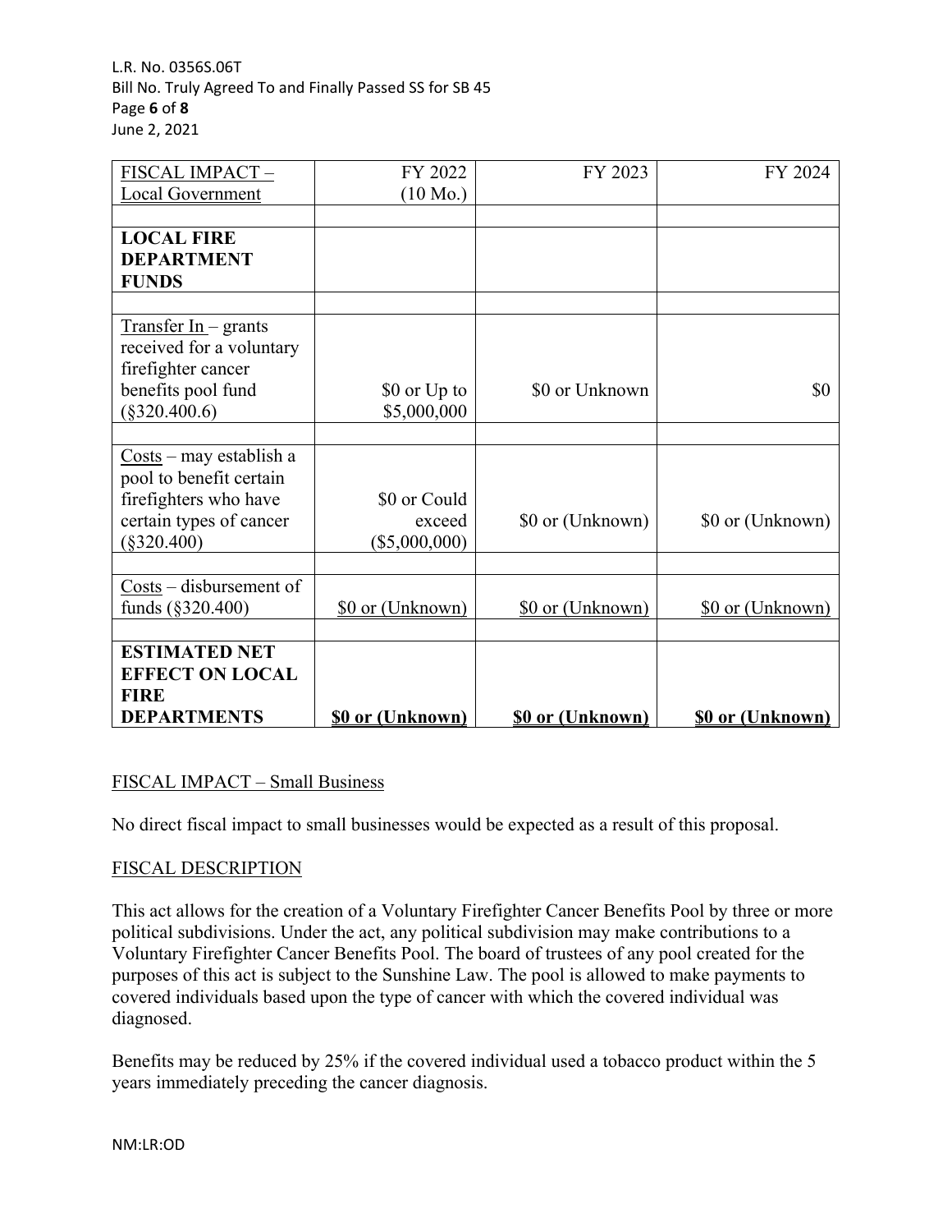| FISCAL IMPACT – Local Government | FY 2022 (10 Mo.) | FY 2023 | FY 2024 |
|---|---|---|---|
| | | | |
| **LOCAL FIRE DEPARTMENT FUNDS** | | | |
| | | | |
| Transfer In – grants received for a voluntary firefighter cancer benefits pool fund (§320.400.6) | $0 or Up to $5,000,000 | $0 or Unknown | $0 |
| | | | |
| Costs – may establish a pool to benefit certain firefighters who have certain types of cancer (§320.400) | $0 or Could exceed ($5,000,000) | $0 or (Unknown) | $0 or (Unknown) |
| | | | |
| Costs – disbursement of funds (§320.400) | $0 or (Unknown) | $0 or (Unknown) | $0 or (Unknown) |
| | | | |
| **ESTIMATED NET EFFECT ON LOCAL FIRE DEPARTMENTS** | **$0 or (Unknown)** | **$0 or (Unknown)** | **$0 or (Unknown)** |

FISCAL IMPACT – Small Business

No direct fiscal impact to small businesses would be expected as a result of this proposal.

FISCAL DESCRIPTION

This act allows for the creation of a Voluntary Firefighter Cancer Benefits Pool by three or more political subdivisions. Under the act, any political subdivision may make contributions to a Voluntary Firefighter Cancer Benefits Pool. The board of trustees of any pool created for the purposes of this act is subject to the Sunshine Law. The pool is allowed to make payments to covered individuals based upon the type of cancer with which the covered individual was diagnosed.

Benefits may be reduced by 25% if the covered individual used a tobacco product within the 5 years immediately preceding the cancer diagnosis.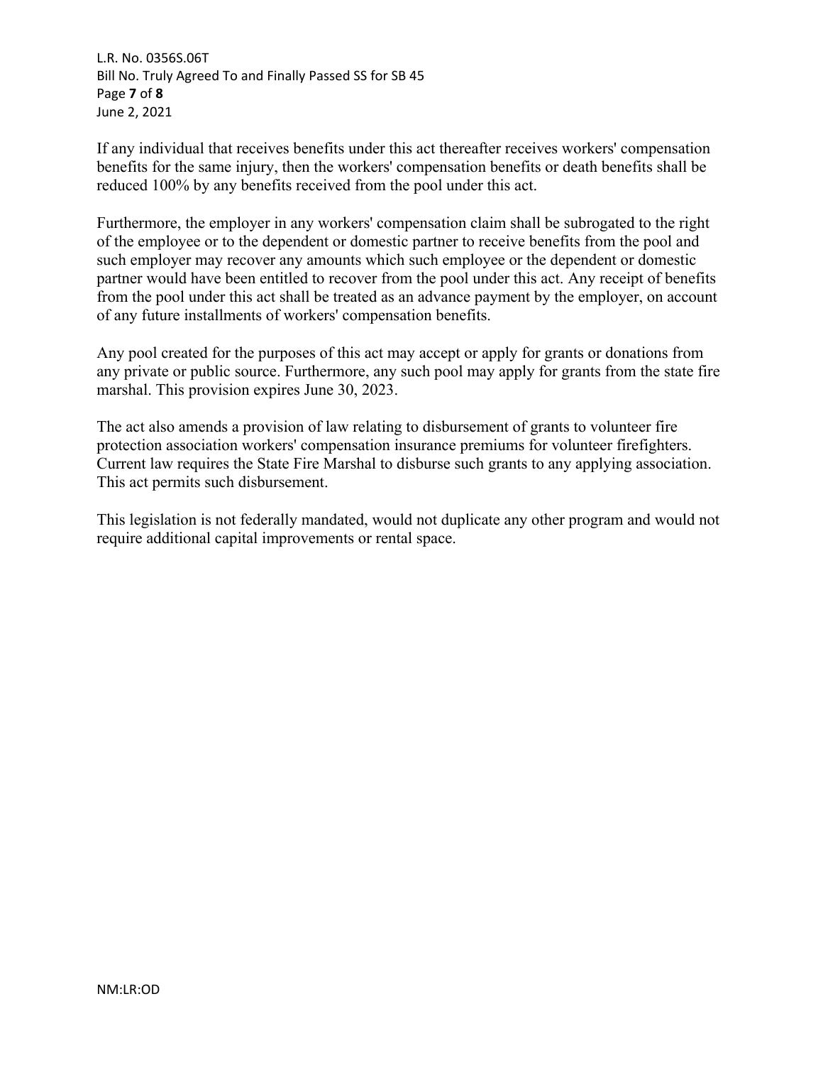If any individual that receives benefits under this act thereafter receives workers' compensation benefits for the same injury, then the workers' compensation benefits or death benefits shall be reduced 100% by any benefits received from the pool under this act.

Furthermore, the employer in any workers' compensation claim shall be subrogated to the right of the employee or to the dependent or domestic partner to receive benefits from the pool and such employer may recover any amounts which such employee or the dependent or domestic partner would have been entitled to recover from the pool under this act. Any receipt of benefits from the pool under this act shall be treated as an advance payment by the employer, on account of any future installments of workers' compensation benefits.

Any pool created for the purposes of this act may accept or apply for grants or donations from any private or public source. Furthermore, any such pool may apply for grants from the state fire marshal. This provision expires June 30, 2023.

The act also amends a provision of law relating to disbursement of grants to volunteer fire protection association workers' compensation insurance premiums for volunteer firefighters. Current law requires the State Fire Marshal to disburse such grants to any applying association. This act permits such disbursement.

This legislation is not federally mandated, would not duplicate any other program and would not require additional capital improvements or rental space.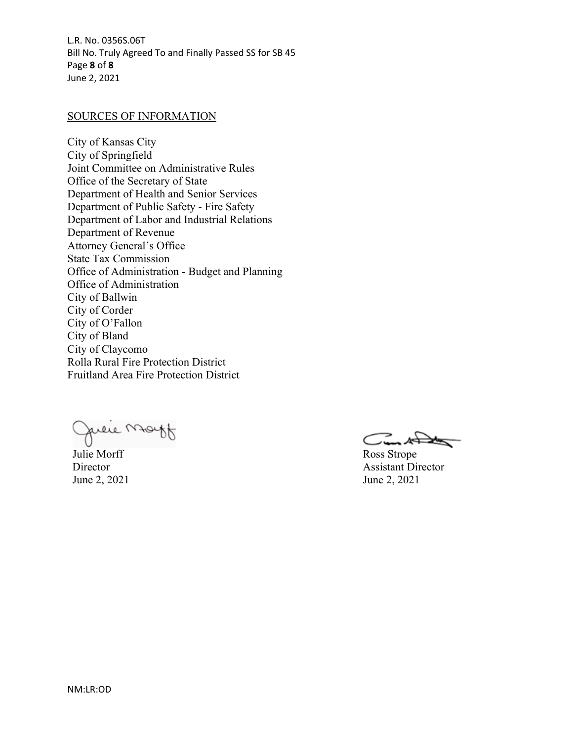## SOURCES OF INFORMATION

City of Kansas City
City of Springfield
Joint Committee on Administrative Rules
Office of the Secretary of State
Department of Health and Senior Services
Department of Public Safety - Fire Safety
Department of Labor and Industrial Relations
Department of Revenue
Attorney General's Office
State Tax Commission
Office of Administration - Budget and Planning
Office of Administration
City of Ballwin
City of Corder
City of O'Fallon
City of Bland
City of Claycomo
Rolla Rural Fire Protection District
Fruitland Area Fire Protection District

Julie Morff
Director
June 2, 2021

Ross Strope
Assistant Director
June 2, 2021

NM:LR:OD